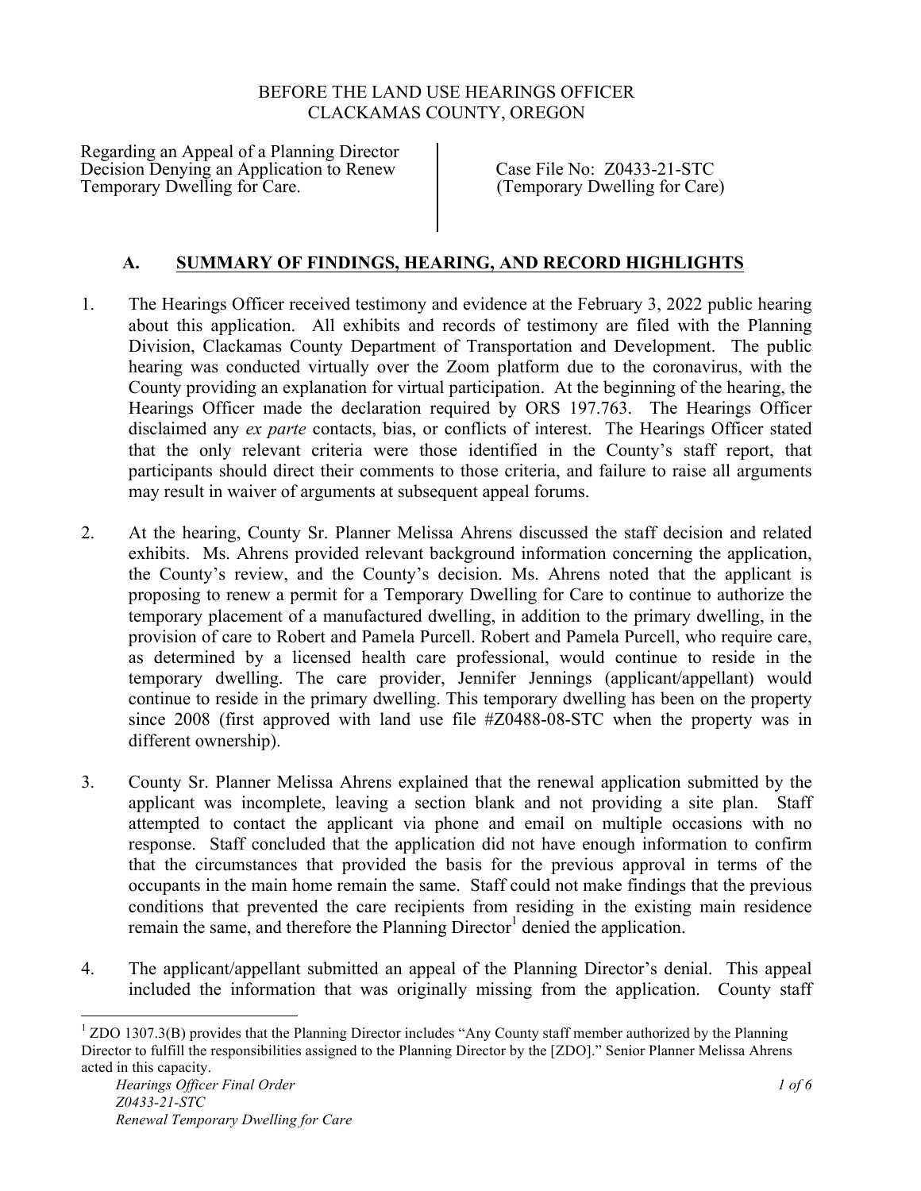BEFORE THE LAND USE HEARINGS OFFICER
CLACKAMAS COUNTY, OREGON

| Regarding an Appeal of a Planning Director Decision Denying an Application to Renew Temporary Dwelling for Care. | Case File No: Z0433-21-STC (Temporary Dwelling for Care) |
|---|---|

## A. SUMMARY OF FINDINGS, HEARING, AND RECORD HIGHLIGHTS

1. The Hearings Officer received testimony and evidence at the February 3, 2022 public hearing about this application. All exhibits and records of testimony are filed with the Planning Division, Clackamas County Department of Transportation and Development. The public hearing was conducted virtually over the Zoom platform due to the coronavirus, with the County providing an explanation for virtual participation. At the beginning of the hearing, the Hearings Officer made the declaration required by ORS 197.763. The Hearings Officer disclaimed any *ex parte* contacts, bias, or conflicts of interest. The Hearings Officer stated that the only relevant criteria were those identified in the County's staff report, that participants should direct their comments to those criteria, and failure to raise all arguments may result in waiver of arguments at subsequent appeal forums.

2. At the hearing, County Sr. Planner Melissa Ahrens discussed the staff decision and related exhibits. Ms. Ahrens provided relevant background information concerning the application, the County's review, and the County's decision. Ms. Ahrens noted that the applicant is proposing to renew a permit for a Temporary Dwelling for Care to continue to authorize the temporary placement of a manufactured dwelling, in addition to the primary dwelling, in the provision of care to Robert and Pamela Purcell. Robert and Pamela Purcell, who require care, as determined by a licensed health care professional, would continue to reside in the temporary dwelling. The care provider, Jennifer Jennings (applicant/appellant) would continue to reside in the primary dwelling. This temporary dwelling has been on the property since 2008 (first approved with land use file #Z0488-08-STC when the property was in different ownership).

3. County Sr. Planner Melissa Ahrens explained that the renewal application submitted by the applicant was incomplete, leaving a section blank and not providing a site plan. Staff attempted to contact the applicant via phone and email on multiple occasions with no response. Staff concluded that the application did not have enough information to confirm that the circumstances that provided the basis for the previous approval in terms of the occupants in the main home remain the same. Staff could not make findings that the previous conditions that prevented the care recipients from residing in the existing main residence remain the same, and therefore the Planning Director[1] denied the application.

4. The applicant/appellant submitted an appeal of the Planning Director's denial. This appeal included the information that was originally missing from the application. County staff

[1] ZDO 1307.3(B) provides that the Planning Director includes "Any County staff member authorized by the Planning Director to fulfill the responsibilities assigned to the Planning Director by the [ZDO]." Senior Planner Melissa Ahrens acted in this capacity.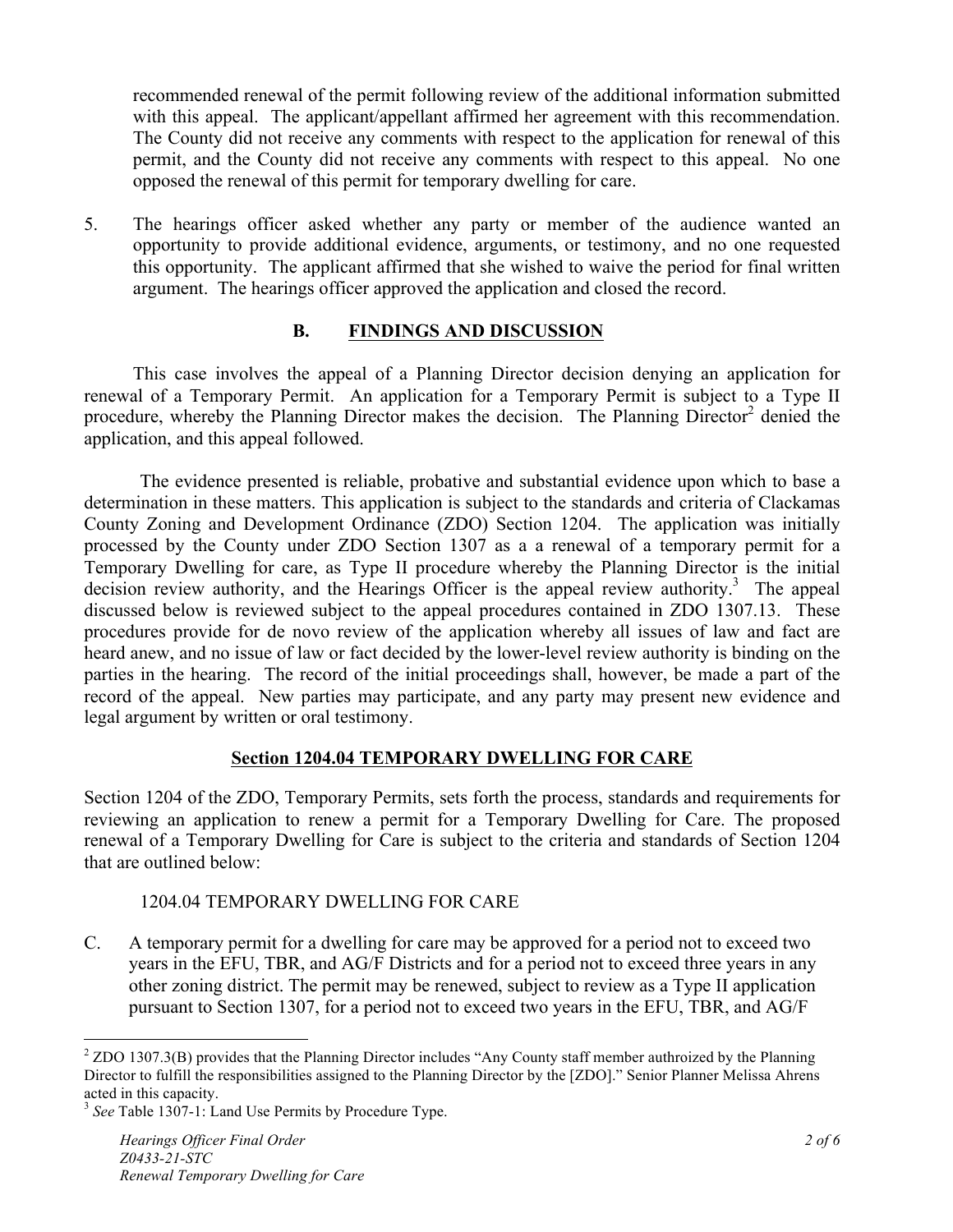recommended renewal of the permit following review of the additional information submitted with this appeal. The applicant/appellant affirmed her agreement with this recommendation. The County did not receive any comments with respect to the application for renewal of this permit, and the County did not receive any comments with respect to this appeal. No one opposed the renewal of this permit for temporary dwelling for care.

5. The hearings officer asked whether any party or member of the audience wanted an opportunity to provide additional evidence, arguments, or testimony, and no one requested this opportunity. The applicant affirmed that she wished to waive the period for final written argument. The hearings officer approved the application and closed the record.

## B. FINDINGS AND DISCUSSION

This case involves the appeal of a Planning Director decision denying an application for renewal of a Temporary Permit. An application for a Temporary Permit is subject to a Type II procedure, whereby the Planning Director makes the decision. The Planning Director[2] denied the application, and this appeal followed.

The evidence presented is reliable, probative and substantial evidence upon which to base a determination in these matters. This application is subject to the standards and criteria of Clackamas County Zoning and Development Ordinance (ZDO) Section 1204. The application was initially processed by the County under ZDO Section 1307 as a a renewal of a temporary permit for a Temporary Dwelling for care, as Type II procedure whereby the Planning Director is the initial decision review authority, and the Hearings Officer is the appeal review authority.[3] The appeal discussed below is reviewed subject to the appeal procedures contained in ZDO 1307.13. These procedures provide for de novo review of the application whereby all issues of law and fact are heard anew, and no issue of law or fact decided by the lower-level review authority is binding on the parties in the hearing. The record of the initial proceedings shall, however, be made a part of the record of the appeal. New parties may participate, and any party may present new evidence and legal argument by written or oral testimony.

### Section 1204.04 TEMPORARY DWELLING FOR CARE

Section 1204 of the ZDO, Temporary Permits, sets forth the process, standards and requirements for reviewing an application to renew a permit for a Temporary Dwelling for Care. The proposed renewal of a Temporary Dwelling for Care is subject to the criteria and standards of Section 1204 that are outlined below:

1204.04 TEMPORARY DWELLING FOR CARE

C. A temporary permit for a dwelling for care may be approved for a period not to exceed two years in the EFU, TBR, and AG/F Districts and for a period not to exceed three years in any other zoning district. The permit may be renewed, subject to review as a Type II application pursuant to Section 1307, for a period not to exceed two years in the EFU, TBR, and AG/F

---

[2] ZDO 1307.3(B) provides that the Planning Director includes "Any County staff member authroized by the Planning Director to fulfill the responsibilities assigned to the Planning Director by the [ZDO]." Senior Planner Melissa Ahrens acted in this capacity.

[3] *See* Table 1307-1: Land Use Permits by Procedure Type.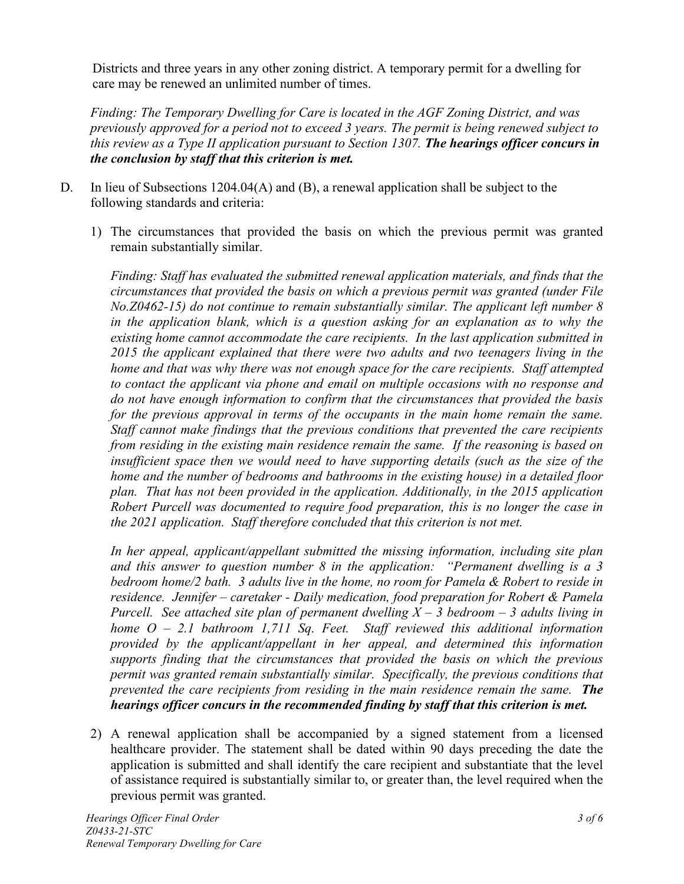Districts and three years in any other zoning district. A temporary permit for a dwelling for care may be renewed an unlimited number of times.

*Finding: The Temporary Dwelling for Care is located in the AGF Zoning District, and was previously approved for a period not to exceed 3 years. The permit is being renewed subject to this review as a Type II application pursuant to Section 1307.* ***The hearings officer concurs in the conclusion by staff that this criterion is met.***

D. In lieu of Subsections 1204.04(A) and (B), a renewal application shall be subject to the following standards and criteria:

1) The circumstances that provided the basis on which the previous permit was granted remain substantially similar.

   *Finding: Staff has evaluated the submitted renewal application materials, and finds that the circumstances that provided the basis on which a previous permit was granted (under File No.Z0462-15) do not continue to remain substantially similar. The applicant left number 8 in the application blank, which is a question asking for an explanation as to why the existing home cannot accommodate the care recipients. In the last application submitted in 2015 the applicant explained that there were two adults and two teenagers living in the home and that was why there was not enough space for the care recipients. Staff attempted to contact the applicant via phone and email on multiple occasions with no response and do not have enough information to confirm that the circumstances that provided the basis for the previous approval in terms of the occupants in the main home remain the same. Staff cannot make findings that the previous conditions that prevented the care recipients from residing in the existing main residence remain the same. If the reasoning is based on insufficient space then we would need to have supporting details (such as the size of the home and the number of bedrooms and bathrooms in the existing house) in a detailed floor plan. That has not been provided in the application. Additionally, in the 2015 application Robert Purcell was documented to require food preparation, this is no longer the case in the 2021 application. Staff therefore concluded that this criterion is not met.*

   *In her appeal, applicant/appellant submitted the missing information, including site plan and this answer to question number 8 in the application: "Permanent dwelling is a 3 bedroom home/2 bath. 3 adults live in the home, no room for Pamela & Robert to reside in residence. Jennifer – caretaker - Daily medication, food preparation for Robert & Pamela Purcell. See attached site plan of permanent dwelling X – 3 bedroom – 3 adults living in home O – 2.1 bathroom 1,711 Sq. Feet. Staff reviewed this additional information provided by the applicant/appellant in her appeal, and determined this information supports finding that the circumstances that provided the basis on which the previous permit was granted remain substantially similar. Specifically, the previous conditions that prevented the care recipients from residing in the main residence remain the same.* ***The hearings officer concurs in the recommended finding by staff that this criterion is met.***

2) A renewal application shall be accompanied by a signed statement from a licensed healthcare provider. The statement shall be dated within 90 days preceding the date the application is submitted and shall identify the care recipient and substantiate that the level of assistance required is substantially similar to, or greater than, the level required when the previous permit was granted.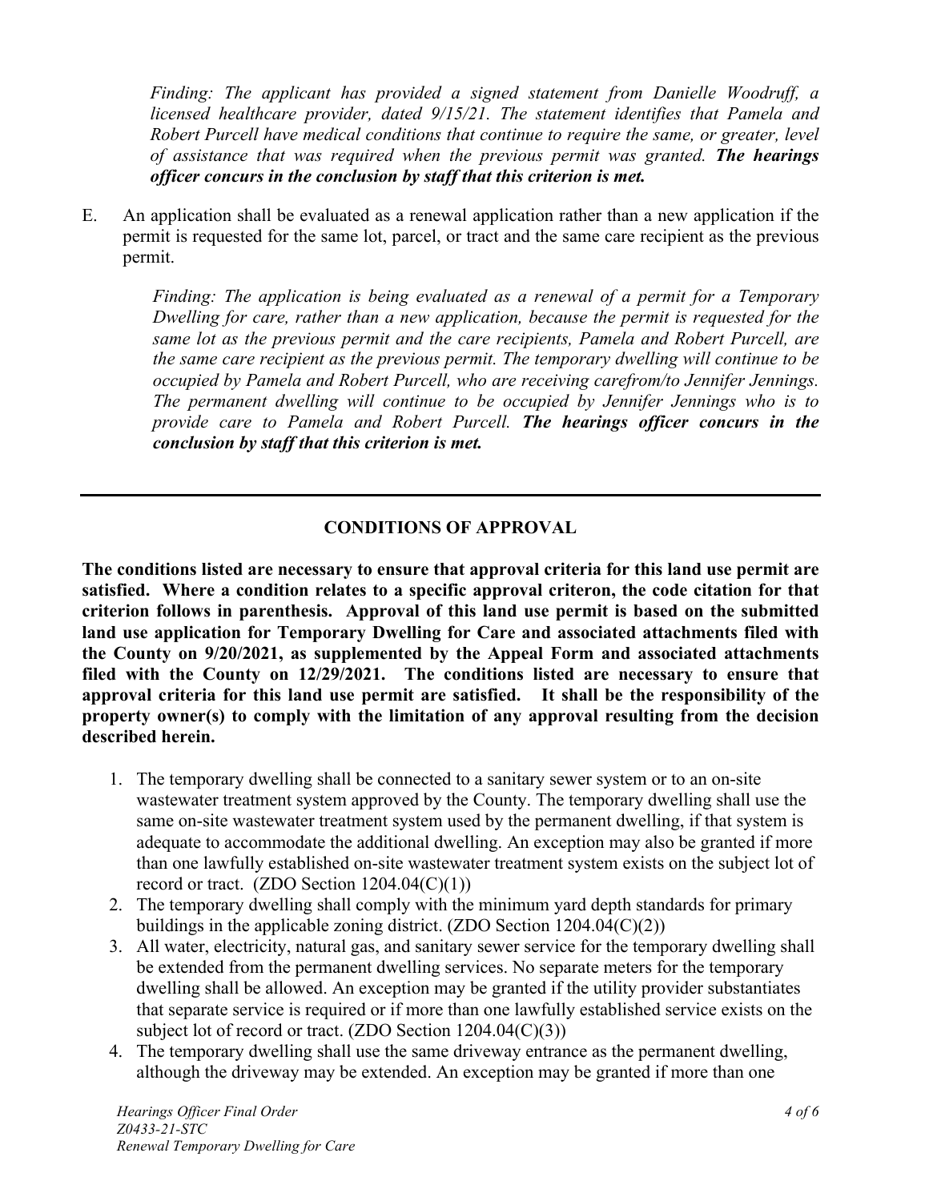*Finding: The applicant has provided a signed statement from Danielle Woodruff, a licensed healthcare provider, dated 9/15/21. The statement identifies that Pamela and Robert Purcell have medical conditions that continue to require the same, or greater, level of assistance that was required when the previous permit was granted.* ***The hearings officer concurs in the conclusion by staff that this criterion is met.***

E. An application shall be evaluated as a renewal application rather than a new application if the permit is requested for the same lot, parcel, or tract and the same care recipient as the previous permit.

> *Finding: The application is being evaluated as a renewal of a permit for a Temporary Dwelling for care, rather than a new application, because the permit is requested for the same lot as the previous permit and the care recipients, Pamela and Robert Purcell, are the same care recipient as the previous permit. The temporary dwelling will continue to be occupied by Pamela and Robert Purcell, who are receiving carefrom/to Jennifer Jennings. The permanent dwelling will continue to be occupied by Jennifer Jennings who is to provide care to Pamela and Robert Purcell.* ***The hearings officer concurs in the conclusion by staff that this criterion is met.***

---

## CONDITIONS OF APPROVAL

**The conditions listed are necessary to ensure that approval criteria for this land use permit are satisfied. Where a condition relates to a specific approval criteron, the code citation for that criterion follows in parenthesis. Approval of this land use permit is based on the submitted land use application for Temporary Dwelling for Care and associated attachments filed with the County on 9/20/2021, as supplemented by the Appeal Form and associated attachments filed with the County on 12/29/2021. The conditions listed are necessary to ensure that approval criteria for this land use permit are satisfied. It shall be the responsibility of the property owner(s) to comply with the limitation of any approval resulting from the decision described herein.**

1. The temporary dwelling shall be connected to a sanitary sewer system or to an on-site wastewater treatment system approved by the County. The temporary dwelling shall use the same on-site wastewater treatment system used by the permanent dwelling, if that system is adequate to accommodate the additional dwelling. An exception may also be granted if more than one lawfully established on-site wastewater treatment system exists on the subject lot of record or tract. (ZDO Section 1204.04(C)(1))
2. The temporary dwelling shall comply with the minimum yard depth standards for primary buildings in the applicable zoning district. (ZDO Section 1204.04(C)(2))
3. All water, electricity, natural gas, and sanitary sewer service for the temporary dwelling shall be extended from the permanent dwelling services. No separate meters for the temporary dwelling shall be allowed. An exception may be granted if the utility provider substantiates that separate service is required or if more than one lawfully established service exists on the subject lot of record or tract. (ZDO Section 1204.04(C)(3))
4. The temporary dwelling shall use the same driveway entrance as the permanent dwelling, although the driveway may be extended. An exception may be granted if more than one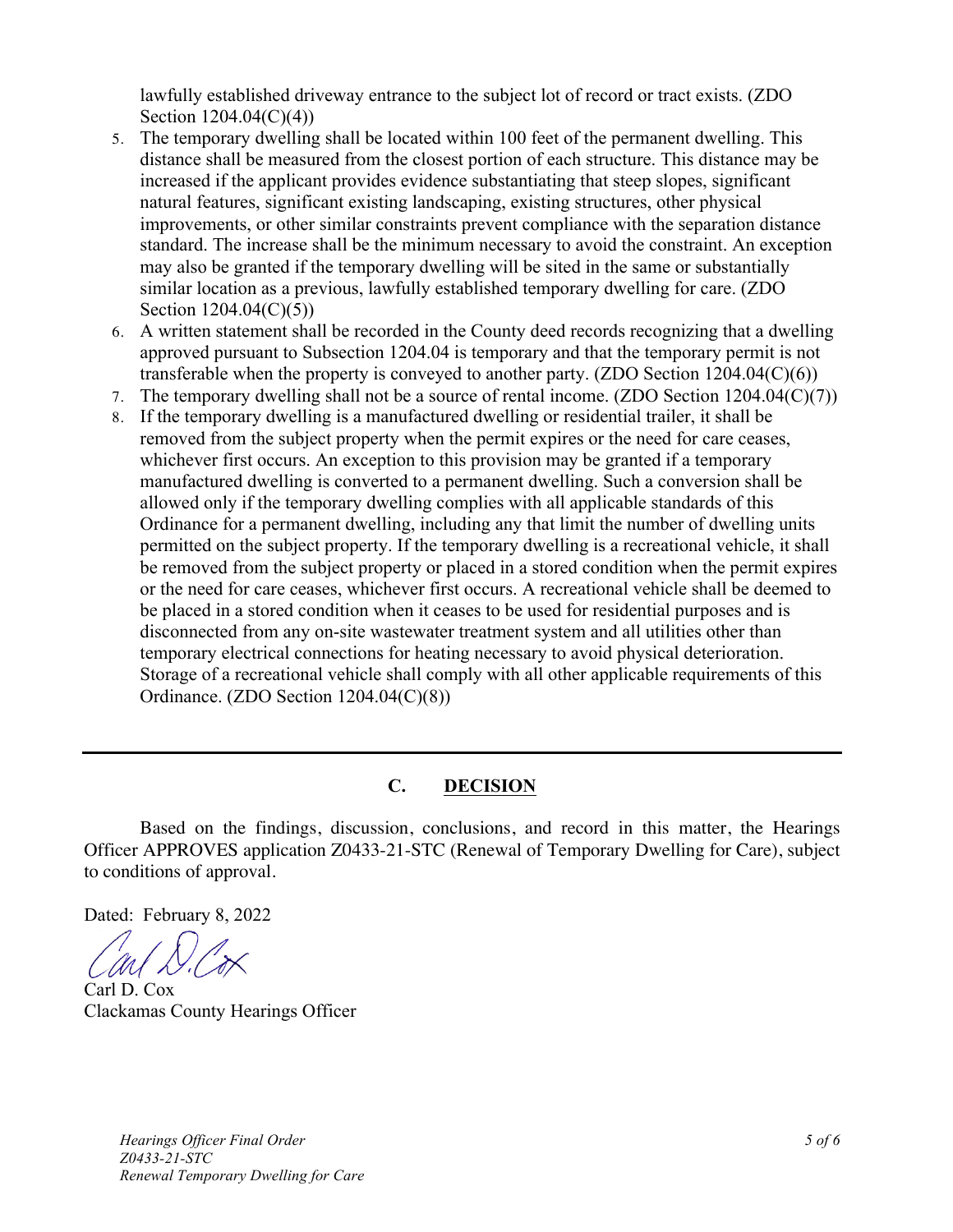lawfully established driveway entrance to the subject lot of record or tract exists. (ZDO Section 1204.04(C)(4))

5. The temporary dwelling shall be located within 100 feet of the permanent dwelling. This distance shall be measured from the closest portion of each structure. This distance may be increased if the applicant provides evidence substantiating that steep slopes, significant natural features, significant existing landscaping, existing structures, other physical improvements, or other similar constraints prevent compliance with the separation distance standard. The increase shall be the minimum necessary to avoid the constraint. An exception may also be granted if the temporary dwelling will be sited in the same or substantially similar location as a previous, lawfully established temporary dwelling for care. (ZDO Section 1204.04(C)(5))
6. A written statement shall be recorded in the County deed records recognizing that a dwelling approved pursuant to Subsection 1204.04 is temporary and that the temporary permit is not transferable when the property is conveyed to another party. (ZDO Section 1204.04(C)(6))
7. The temporary dwelling shall not be a source of rental income. (ZDO Section 1204.04(C)(7))
8. If the temporary dwelling is a manufactured dwelling or residential trailer, it shall be removed from the subject property when the permit expires or the need for care ceases, whichever first occurs. An exception to this provision may be granted if a temporary manufactured dwelling is converted to a permanent dwelling. Such a conversion shall be allowed only if the temporary dwelling complies with all applicable standards of this Ordinance for a permanent dwelling, including any that limit the number of dwelling units permitted on the subject property. If the temporary dwelling is a recreational vehicle, it shall be removed from the subject property or placed in a stored condition when the permit expires or the need for care ceases, whichever first occurs. A recreational vehicle shall be deemed to be placed in a stored condition when it ceases to be used for residential purposes and is disconnected from any on-site wastewater treatment system and all utilities other than temporary electrical connections for heating necessary to avoid physical deterioration. Storage of a recreational vehicle shall comply with all other applicable requirements of this Ordinance. (ZDO Section 1204.04(C)(8))

---

## C. DECISION

Based on the findings, discussion, conclusions, and record in this matter, the Hearings Officer APPROVES application Z0433-21-STC (Renewal of Temporary Dwelling for Care), subject to conditions of approval.

Dated: February 8, 2022

Carl D. Cox
Clackamas County Hearings Officer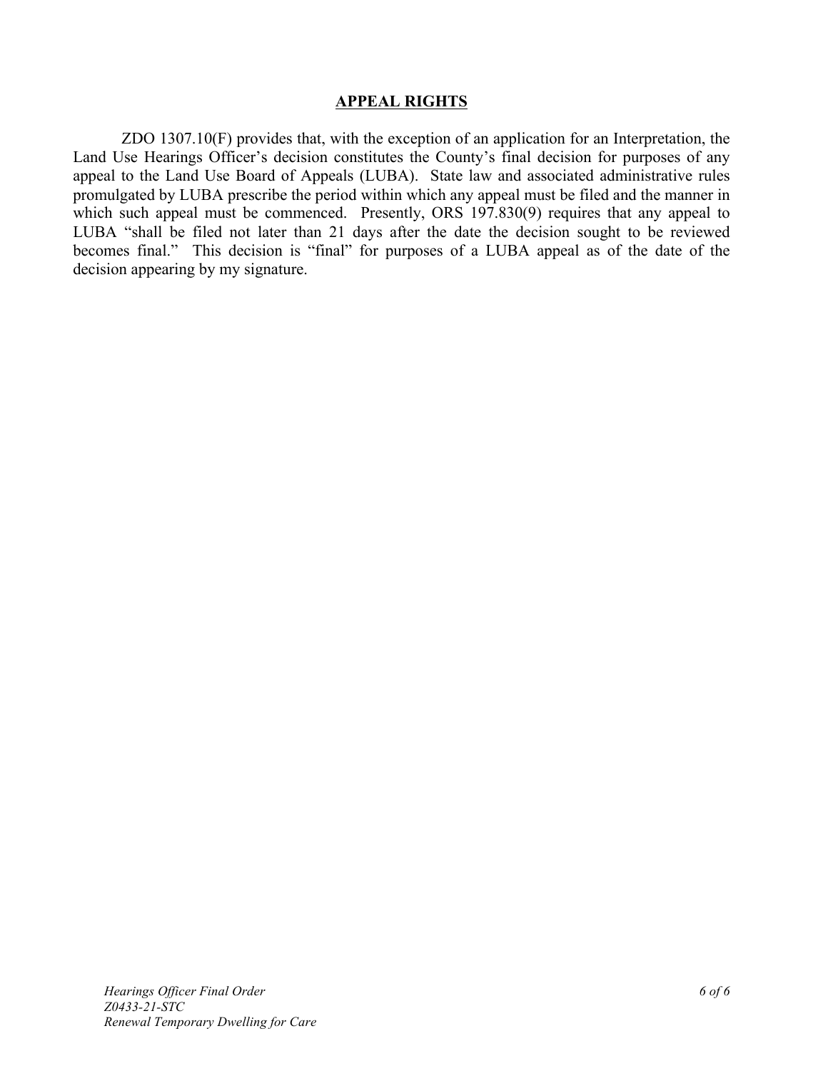## APPEAL RIGHTS

ZDO 1307.10(F) provides that, with the exception of an application for an Interpretation, the Land Use Hearings Officer's decision constitutes the County's final decision for purposes of any appeal to the Land Use Board of Appeals (LUBA). State law and associated administrative rules promulgated by LUBA prescribe the period within which any appeal must be filed and the manner in which such appeal must be commenced. Presently, ORS 197.830(9) requires that any appeal to LUBA "shall be filed not later than 21 days after the date the decision sought to be reviewed becomes final." This decision is "final" for purposes of a LUBA appeal as of the date of the decision appearing by my signature.